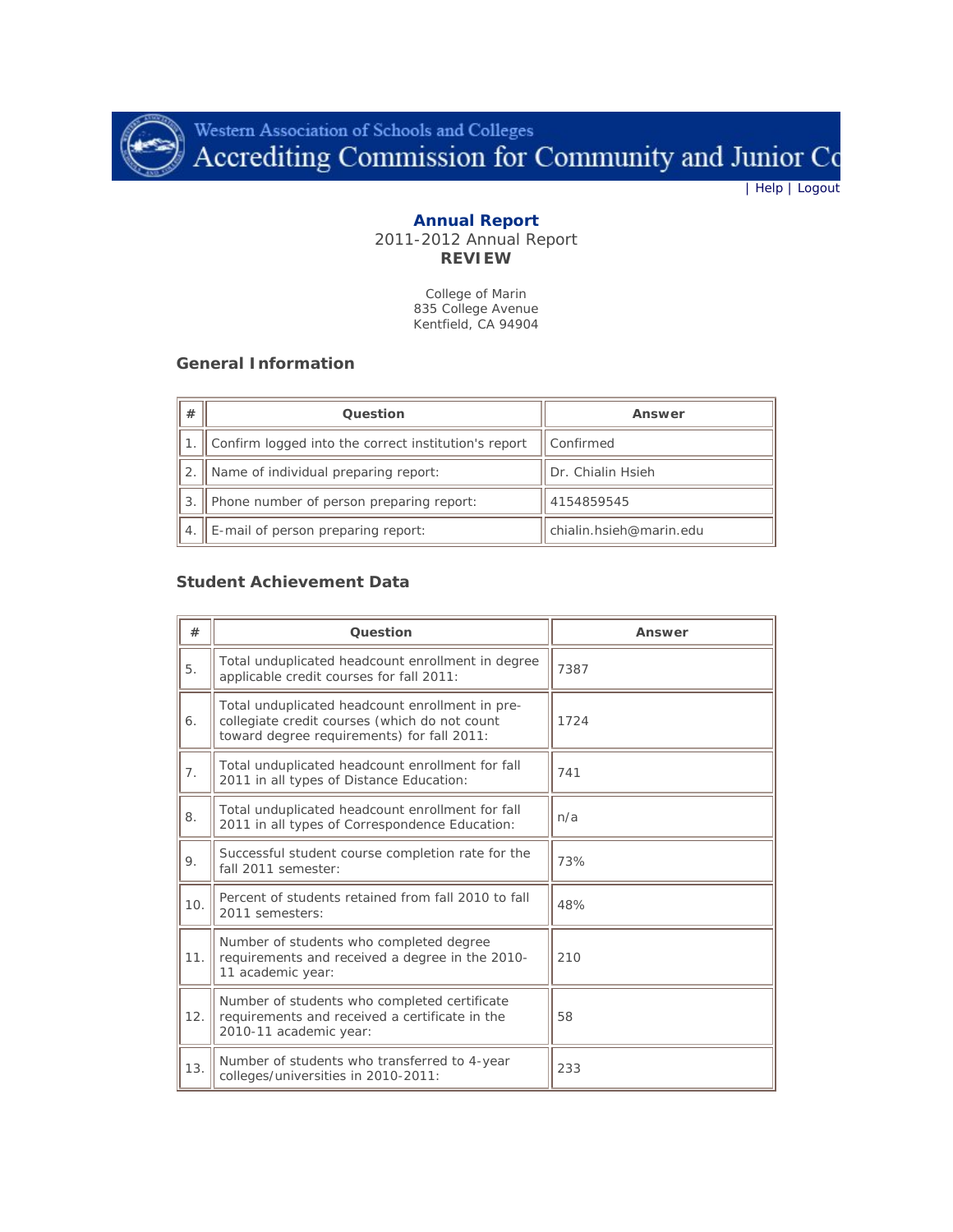Western Association of Schools and Colleges
Accrediting Commission for Community and Junior Co

| Help | Logout

**Annual Report**
2011-2012 Annual Report
**REVIEW**

College of Marin
835 College Avenue
Kentfield, CA 94904

### General Information

| # | Question | Answer |
|---|---|---|
| 1. | Confirm logged into the correct institution's report | Confirmed |
| 2. | Name of individual preparing report: | Dr. Chialin Hsieh |
| 3. | Phone number of person preparing report: | 4154859545 |
| 4. | E-mail of person preparing report: | chialin.hsieh@marin.edu |

### Student Achievement Data

| # | Question | Answer |
|---|---|---|
| 5. | Total unduplicated headcount enrollment in degree applicable credit courses for fall 2011: | 7387 |
| 6. | Total unduplicated headcount enrollment in pre-collegiate credit courses (which do not count toward degree requirements) for fall 2011: | 1724 |
| 7. | Total unduplicated headcount enrollment for fall 2011 in all types of Distance Education: | 741 |
| 8. | Total unduplicated headcount enrollment for fall 2011 in all types of Correspondence Education: | n/a |
| 9. | Successful student course completion rate for the fall 2011 semester: | 73% |
| 10. | Percent of students retained from fall 2010 to fall 2011 semesters: | 48% |
| 11. | Number of students who completed degree requirements and received a degree in the 2010-11 academic year: | 210 |
| 12. | Number of students who completed certificate requirements and received a certificate in the 2010-11 academic year: | 58 |
| 13. | Number of students who transferred to 4-year colleges/universities in 2010-2011: | 233 |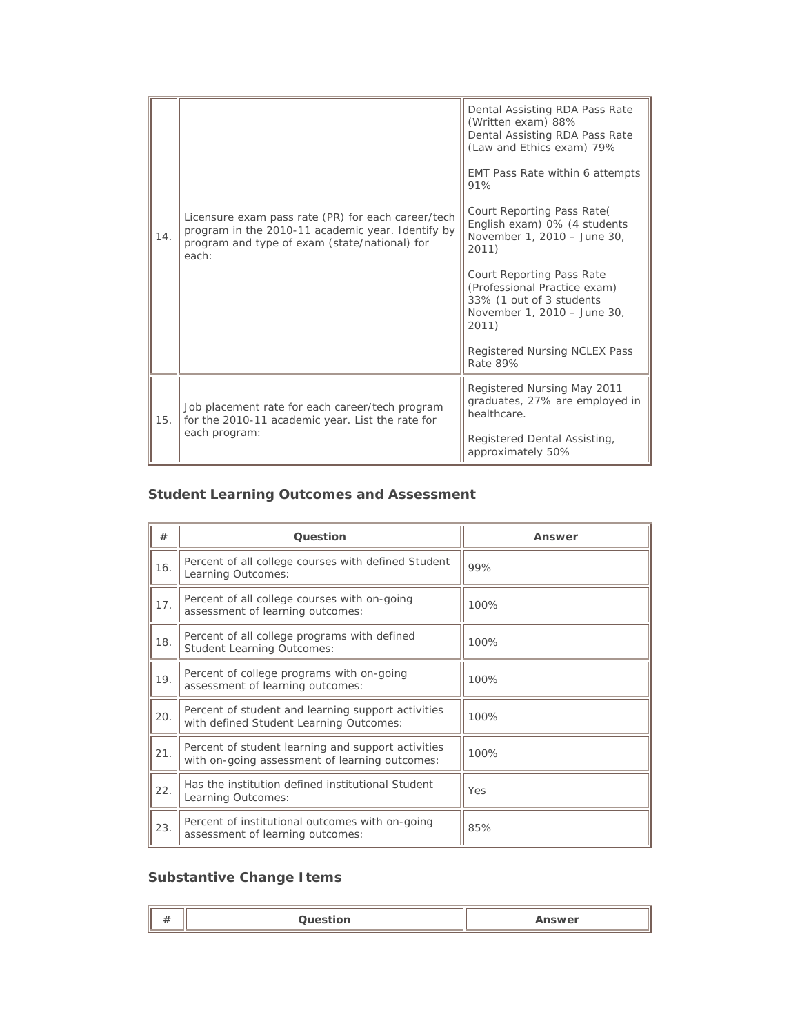| | | |
|---|---|---|
| 14. | Licensure exam pass rate (PR) for each career/tech program in the 2010-11 academic year. Identify by program and type of exam (state/national) for each: | Dental Assisting RDA Pass Rate (Written exam) 88%<br>Dental Assisting RDA Pass Rate (Law and Ethics exam) 79%<br><br>EMT Pass Rate within 6 attempts 91%<br><br>Court Reporting Pass Rate( English exam) 0% (4 students November 1, 2010 – June 30, 2011)<br><br>Court Reporting Pass Rate (Professional Practice exam) 33% (1 out of 3 students November 1, 2010 – June 30, 2011)<br><br>Registered Nursing NCLEX Pass Rate 89% |
| 15. | Job placement rate for each career/tech program for the 2010-11 academic year. List the rate for each program: | Registered Nursing May 2011 graduates, 27% are employed in healthcare.<br><br>Registered Dental Assisting, approximately 50% |

## Student Learning Outcomes and Assessment

| # | Question | Answer |
|---|---|---|
| 16. | Percent of all college courses with defined Student Learning Outcomes: | 99% |
| 17. | Percent of all college courses with on-going assessment of learning outcomes: | 100% |
| 18. | Percent of all college programs with defined Student Learning Outcomes: | 100% |
| 19. | Percent of college programs with on-going assessment of learning outcomes: | 100% |
| 20. | Percent of student and learning support activities with defined Student Learning Outcomes: | 100% |
| 21. | Percent of student learning and support activities with on-going assessment of learning outcomes: | 100% |
| 22. | Has the institution defined institutional Student Learning Outcomes: | Yes |
| 23. | Percent of institutional outcomes with on-going assessment of learning outcomes: | 85% |

## Substantive Change Items

| # | Question | Answer |
|---|---|---|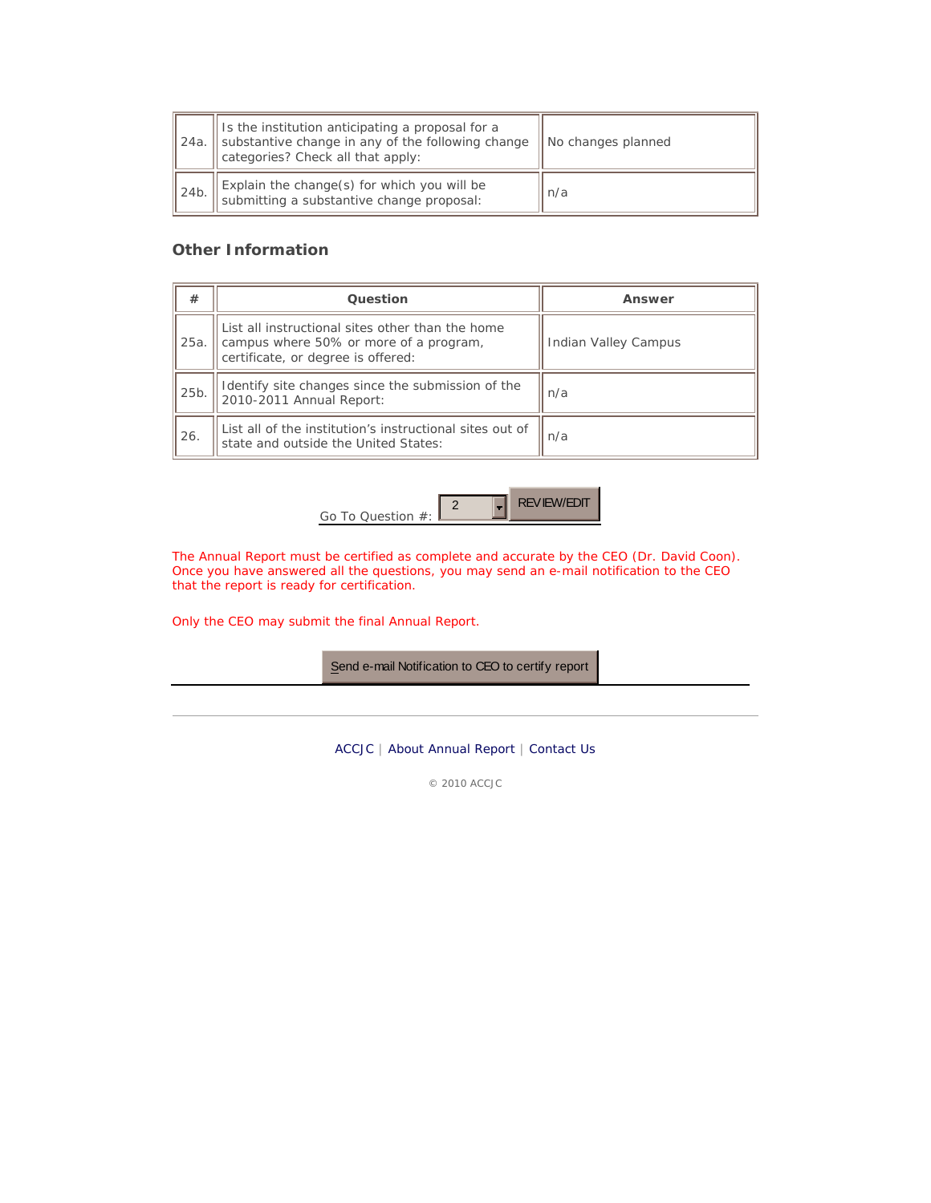| | | |
|---|---|---|
| 24a. | Is the institution anticipating a proposal for a substantive change in any of the following change categories? Check all that apply: | No changes planned |
| 24b. | Explain the change(s) for which you will be submitting a substantive change proposal: | n/a |

## Other Information

| # | Question | Answer |
|---|---|---|
| 25a. | List all instructional sites other than the home campus where 50% or more of a program, certificate, or degree is offered: | Indian Valley Campus |
| 25b. | Identify site changes since the submission of the 2010-2011 Annual Report: | n/a |
| 26. | List all of the institution's instructional sites out of state and outside the United States: | n/a |

Go To Question #: 2 REVIEW/EDIT

The Annual Report must be certified as complete and accurate by the CEO (Dr. David Coon). Once you have answered all the questions, you may send an e-mail notification to the CEO that the report is ready for certification.

Only the CEO may submit the final Annual Report.

Send e-mail Notification to CEO to certify report

ACCJC | About Annual Report | Contact Us

© 2010 ACCJC